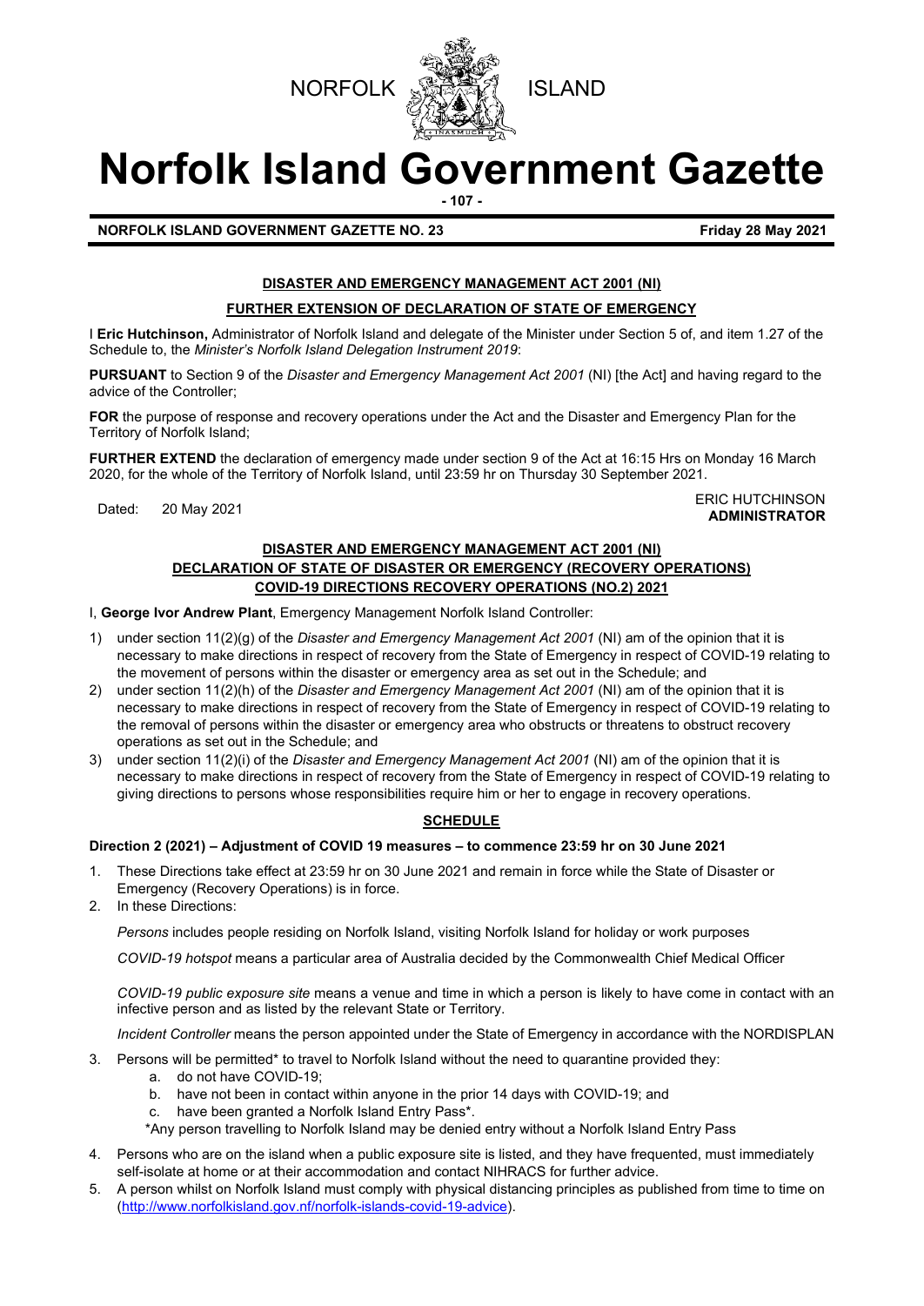NORFOLK ISLAND

# Norfolk Island Government Gazette

**NORFOLK ISLAND GOVERNMENT GAZETTE NO. 23** **Friday 28 May 2021**

## DISASTER AND EMERGENCY MANAGEMENT ACT 2001 (NI)

### FURTHER EXTENSION OF DECLARATION OF STATE OF EMERGENCY

I **Eric Hutchinson,** Administrator of Norfolk Island and delegate of the Minister under Section 5 of, and item 1.27 of the Schedule to, the *Minister's Norfolk Island Delegation Instrument 2019*:

**PURSUANT** to Section 9 of the *Disaster and Emergency Management Act 2001* (NI) [the Act] and having regard to the advice of the Controller;

**FOR** the purpose of response and recovery operations under the Act and the Disaster and Emergency Plan for the Territory of Norfolk Island;

**FURTHER EXTEND** the declaration of emergency made under section 9 of the Act at 16:15 Hrs on Monday 16 March 2020, for the whole of the Territory of Norfolk Island, until 23:59 hr on Thursday 30 September 2021.

Dated: 20 May 2021

ERIC HUTCHINSON
**ADMINISTRATOR**

## DISASTER AND EMERGENCY MANAGEMENT ACT 2001 (NI)
### DECLARATION OF STATE OF DISASTER OR EMERGENCY (RECOVERY OPERATIONS)
### COVID-19 DIRECTIONS RECOVERY OPERATIONS (NO.2) 2021

I, **George Ivor Andrew Plant**, Emergency Management Norfolk Island Controller:

1) under section 11(2)(g) of the *Disaster and Emergency Management Act 2001* (NI) am of the opinion that it is necessary to make directions in respect of recovery from the State of Emergency in respect of COVID-19 relating to the movement of persons within the disaster or emergency area as set out in the Schedule; and
2) under section 11(2)(h) of the *Disaster and Emergency Management Act 2001* (NI) am of the opinion that it is necessary to make directions in respect of recovery from the State of Emergency in respect of COVID-19 relating to the removal of persons within the disaster or emergency area who obstructs or threatens to obstruct recovery operations as set out in the Schedule; and
3) under section 11(2)(i) of the *Disaster and Emergency Management Act 2001* (NI) am of the opinion that it is necessary to make directions in respect of recovery from the State of Emergency in respect of COVID-19 relating to giving directions to persons whose responsibilities require him or her to engage in recovery operations.

### SCHEDULE

**Direction 2 (2021) – Adjustment of COVID 19 measures – to commence 23:59 hr on 30 June 2021**

1. These Directions take effect at 23:59 hr on 30 June 2021 and remain in force while the State of Disaster or Emergency (Recovery Operations) is in force.
2. In these Directions:

   *Persons* includes people residing on Norfolk Island, visiting Norfolk Island for holiday or work purposes

   *COVID-19 hotspot* means a particular area of Australia decided by the Commonwealth Chief Medical Officer

   *COVID-19 public exposure site* means a venue and time in which a person is likely to have come in contact with an infective person and as listed by the relevant State or Territory.

   *Incident Controller* means the person appointed under the State of Emergency in accordance with the NORDISPLAN

3. Persons will be permitted* to travel to Norfolk Island without the need to quarantine provided they:
   a. do not have COVID-19;
   b. have not been in contact within anyone in the prior 14 days with COVID-19; and
   c. have been granted a Norfolk Island Entry Pass*.

   *Any person travelling to Norfolk Island may be denied entry without a Norfolk Island Entry Pass

4. Persons who are on the island when a public exposure site is listed, and they have frequented, must immediately self-isolate at home or at their accommodation and contact NIHRACS for further advice.
5. A person whilst on Norfolk Island must comply with physical distancing principles as published from time to time on (http://www.norfolkisland.gov.nf/norfolk-islands-covid-19-advice).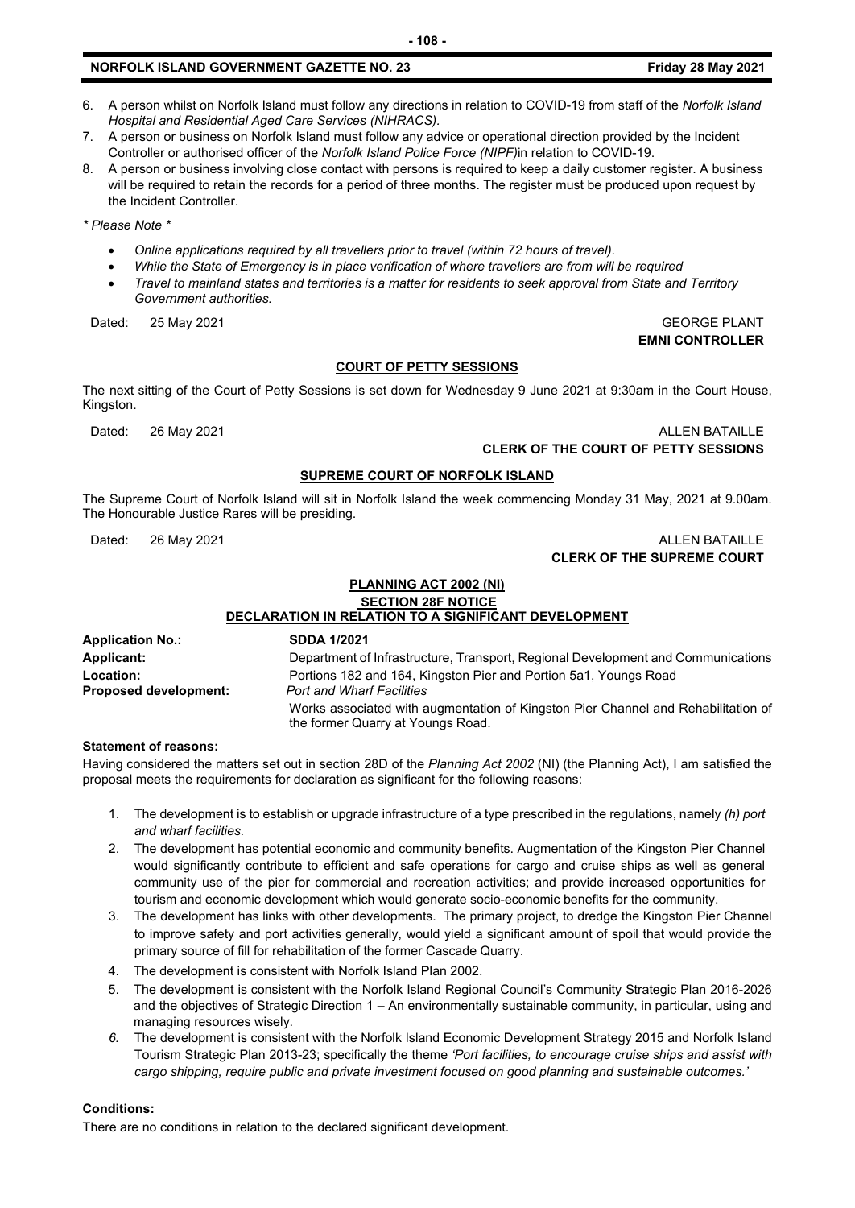6. A person whilst on Norfolk Island must follow any directions in relation to COVID-19 from staff of the *Norfolk Island Hospital and Residential Aged Care Services (NIHRACS)*.
7. A person or business on Norfolk Island must follow any advice or operational direction provided by the Incident Controller or authorised officer of the *Norfolk Island Police Force (NIPF)*in relation to COVID-19.
8. A person or business involving close contact with persons is required to keep a daily customer register. A business will be required to retain the records for a period of three months. The register must be produced upon request by the Incident Controller.

*\* Please Note \**

- *Online applications required by all travellers prior to travel (within 72 hours of travel).*
- *While the State of Emergency is in place verification of where travellers are from will be required*
- *Travel to mainland states and territories is a matter for residents to seek approval from State and Territory Government authorities.*

Dated: 25 May 2021 GEORGE PLANT
**EMNI CONTROLLER**

## COURT OF PETTY SESSIONS

The next sitting of the Court of Petty Sessions is set down for Wednesday 9 June 2021 at 9:30am in the Court House, Kingston.

Dated: 26 May 2021 ALLEN BATAILLE
**CLERK OF THE COURT OF PETTY SESSIONS**

## SUPREME COURT OF NORFOLK ISLAND

The Supreme Court of Norfolk Island will sit in Norfolk Island the week commencing Monday 31 May, 2021 at 9.00am. The Honourable Justice Rares will be presiding.

Dated: 26 May 2021 ALLEN BATAILLE
**CLERK OF THE SUPREME COURT**

## PLANNING ACT 2002 (NI)
## SECTION 28F NOTICE
## DECLARATION IN RELATION TO A SIGNIFICANT DEVELOPMENT

**Application No.:** **SDDA 1/2021**
**Applicant:** Department of Infrastructure, Transport, Regional Development and Communications
**Location:** Portions 182 and 164, Kingston Pier and Portion 5a1, Youngs Road
**Proposed development:** *Port and Wharf Facilities*
Works associated with augmentation of Kingston Pier Channel and Rehabilitation of the former Quarry at Youngs Road.

**Statement of reasons:**

Having considered the matters set out in section 28D of the *Planning Act 2002* (NI) (the Planning Act), I am satisfied the proposal meets the requirements for declaration as significant for the following reasons:

1. The development is to establish or upgrade infrastructure of a type prescribed in the regulations, namely *(h) port and wharf facilities*.
2. The development has potential economic and community benefits. Augmentation of the Kingston Pier Channel would significantly contribute to efficient and safe operations for cargo and cruise ships as well as general community use of the pier for commercial and recreation activities; and provide increased opportunities for tourism and economic development which would generate socio-economic benefits for the community.
3. The development has links with other developments. The primary project, to dredge the Kingston Pier Channel to improve safety and port activities generally, would yield a significant amount of spoil that would provide the primary source of fill for rehabilitation of the former Cascade Quarry.
4. The development is consistent with Norfolk Island Plan 2002.
5. The development is consistent with the Norfolk Island Regional Council's Community Strategic Plan 2016-2026 and the objectives of Strategic Direction 1 – An environmentally sustainable community, in particular, using and managing resources wisely.
6. The development is consistent with the Norfolk Island Economic Development Strategy 2015 and Norfolk Island Tourism Strategic Plan 2013-23; specifically the theme *'Port facilities, to encourage cruise ships and assist with cargo shipping, require public and private investment focused on good planning and sustainable outcomes.'*

**Conditions:**

There are no conditions in relation to the declared significant development.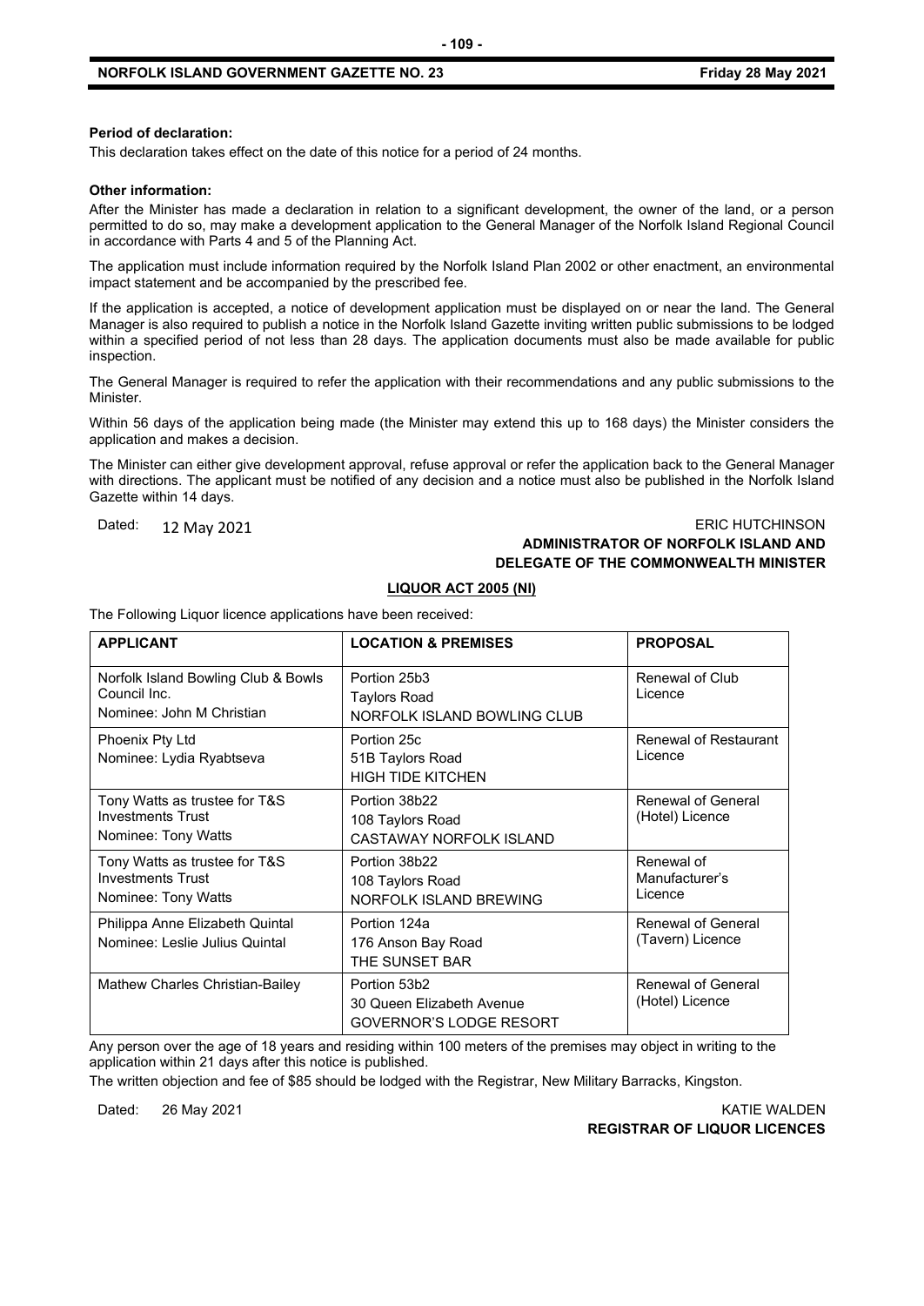**Period of declaration:**

This declaration takes effect on the date of this notice for a period of 24 months.

**Other information:**

After the Minister has made a declaration in relation to a significant development, the owner of the land, or a person permitted to do so, may make a development application to the General Manager of the Norfolk Island Regional Council in accordance with Parts 4 and 5 of the Planning Act.

The application must include information required by the Norfolk Island Plan 2002 or other enactment, an environmental impact statement and be accompanied by the prescribed fee.

If the application is accepted, a notice of development application must be displayed on or near the land. The General Manager is also required to publish a notice in the Norfolk Island Gazette inviting written public submissions to be lodged within a specified period of not less than 28 days. The application documents must also be made available for public inspection.

The General Manager is required to refer the application with their recommendations and any public submissions to the Minister.

Within 56 days of the application being made (the Minister may extend this up to 168 days) the Minister considers the application and makes a decision.

The Minister can either give development approval, refuse approval or refer the application back to the General Manager with directions. The applicant must be notified of any decision and a notice must also be published in the Norfolk Island Gazette within 14 days.

Dated: 12 May 2021

ERIC HUTCHINSON
**ADMINISTRATOR OF NORFOLK ISLAND AND DELEGATE OF THE COMMONWEALTH MINISTER**

**LIQUOR ACT 2005 (NI)**

The Following Liquor licence applications have been received:

| APPLICANT | LOCATION & PREMISES | PROPOSAL |
|---|---|---|
| Norfolk Island Bowling Club & Bowls Council Inc.<br>Nominee: John M Christian | Portion 25b3<br>Taylors Road<br>NORFOLK ISLAND BOWLING CLUB | Renewal of Club Licence |
| Phoenix Pty Ltd<br>Nominee: Lydia Ryabtseva | Portion 25c<br>51B Taylors Road<br>HIGH TIDE KITCHEN | Renewal of Restaurant Licence |
| Tony Watts as trustee for T&S Investments Trust<br>Nominee: Tony Watts | Portion 38b22<br>108 Taylors Road<br>CASTAWAY NORFOLK ISLAND | Renewal of General (Hotel) Licence |
| Tony Watts as trustee for T&S Investments Trust<br>Nominee: Tony Watts | Portion 38b22<br>108 Taylors Road<br>NORFOLK ISLAND BREWING | Renewal of Manufacturer's Licence |
| Philippa Anne Elizabeth Quintal<br>Nominee: Leslie Julius Quintal | Portion 124a<br>176 Anson Bay Road<br>THE SUNSET BAR | Renewal of General (Tavern) Licence |
| Mathew Charles Christian-Bailey | Portion 53b2<br>30 Queen Elizabeth Avenue<br>GOVERNOR'S LODGE RESORT | Renewal of General (Hotel) Licence |

Any person over the age of 18 years and residing within 100 meters of the premises may object in writing to the application within 21 days after this notice is published.

The written objection and fee of $85 should be lodged with the Registrar, New Military Barracks, Kingston.

Dated: 26 May 2021

KATIE WALDEN
**REGISTRAR OF LIQUOR LICENCES**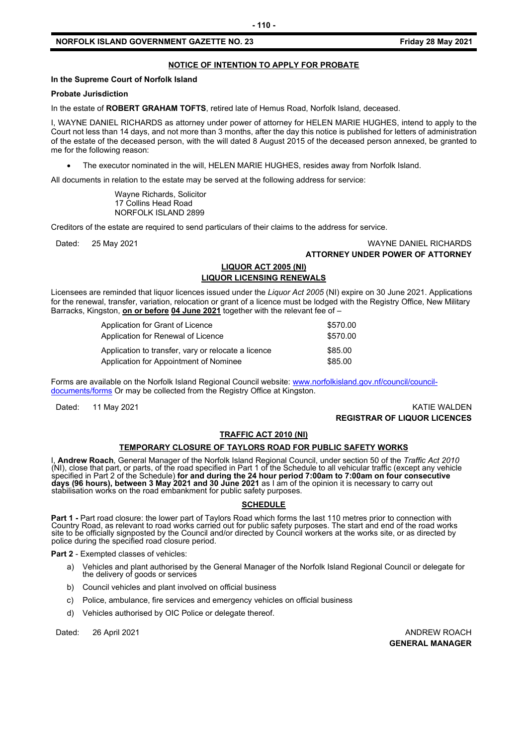## NOTICE OF INTENTION TO APPLY FOR PROBATE

**In the Supreme Court of Norfolk Island**

**Probate Jurisdiction**

In the estate of **ROBERT GRAHAM TOFTS**, retired late of Hemus Road, Norfolk Island, deceased.

I, WAYNE DANIEL RICHARDS as attorney under power of attorney for HELEN MARIE HUGHES, intend to apply to the Court not less than 14 days, and not more than 3 months, after the day this notice is published for letters of administration of the estate of the deceased person, with the will dated 8 August 2015 of the deceased person annexed, be granted to me for the following reason:

- The executor nominated in the will, HELEN MARIE HUGHES, resides away from Norfolk Island.

All documents in relation to the estate may be served at the following address for service:

Wayne Richards, Solicitor
17 Collins Head Road
NORFOLK ISLAND 2899

Creditors of the estate are required to send particulars of their claims to the address for service.

Dated: 25 May 2021

WAYNE DANIEL RICHARDS
**ATTORNEY UNDER POWER OF ATTORNEY**

## LIQUOR ACT 2005 (NI)
## LIQUOR LICENSING RENEWALS

Licensees are reminded that liquor licences issued under the *Liquor Act 2005* (NI) expire on 30 June 2021. Applications for the renewal, transfer, variation, relocation or grant of a licence must be lodged with the Registry Office, New Military Barracks, Kingston, **on or before 04 June 2021** together with the relevant fee of –

| | |
|---|---|
| Application for Grant of Licence | $570.00 |
| Application for Renewal of Licence | $570.00 |
| Application to transfer, vary or relocate a licence | $85.00 |
| Application for Appointment of Nominee | $85.00 |

Forms are available on the Norfolk Island Regional Council website: www.norfolkisland.gov.nf/council/council-documents/forms Or may be collected from the Registry Office at Kingston.

Dated: 11 May 2021

KATIE WALDEN
**REGISTRAR OF LIQUOR LICENCES**

## TRAFFIC ACT 2010 (NI)
## TEMPORARY CLOSURE OF TAYLORS ROAD FOR PUBLIC SAFETY WORKS

I, **Andrew Roach**, General Manager of the Norfolk Island Regional Council, under section 50 of the *Traffic Act 2010* (NI), close that part, or parts, of the road specified in Part 1 of the Schedule to all vehicular traffic (except any vehicle specified in Part 2 of the Schedule) **for and during the 24 hour period 7:00am to 7:00am on four consecutive days (96 hours), between 3 May 2021 and 30 June 2021** as I am of the opinion it is necessary to carry out stabilisation works on the road embankment for public safety purposes.

### SCHEDULE

**Part 1 -** Part road closure: the lower part of Taylors Road which forms the last 110 metres prior to connection with Country Road, as relevant to road works carried out for public safety purposes. The start and end of the road works site to be officially signposted by the Council and/or directed by Council workers at the works site, or as directed by police during the specified road closure period.

**Part 2** - Exempted classes of vehicles:

a) Vehicles and plant authorised by the General Manager of the Norfolk Island Regional Council or delegate for the delivery of goods or services
b) Council vehicles and plant involved on official business
c) Police, ambulance, fire services and emergency vehicles on official business
d) Vehicles authorised by OIC Police or delegate thereof.

Dated: 26 April 2021

ANDREW ROACH
**GENERAL MANAGER**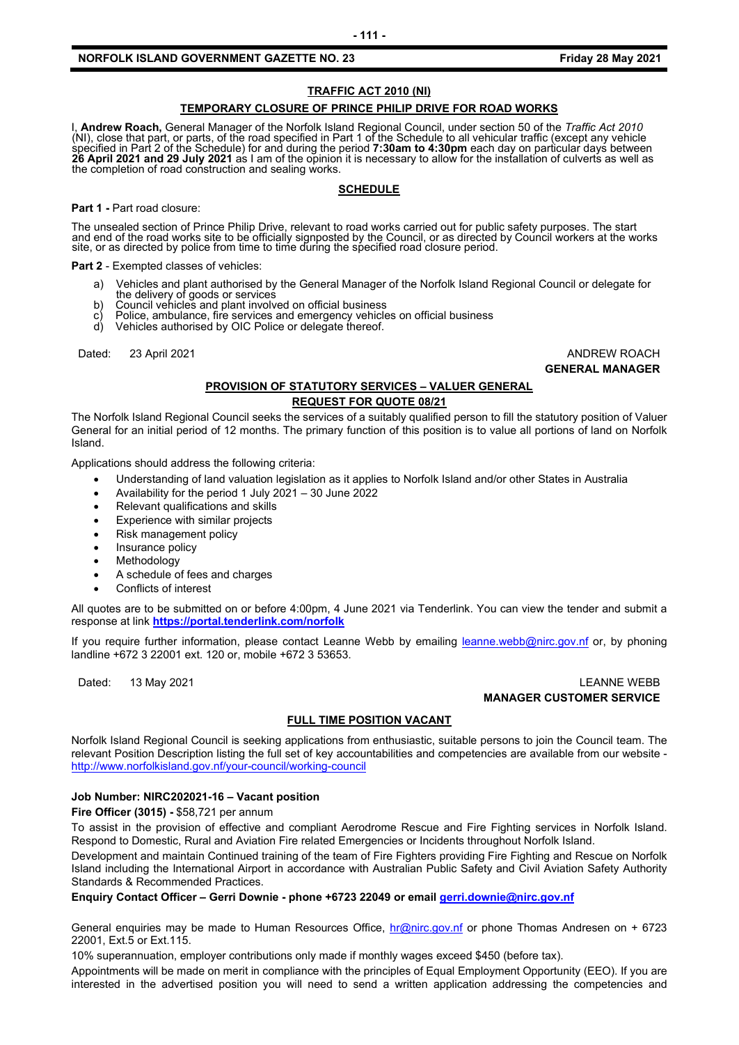## TRAFFIC ACT 2010 (NI)

### TEMPORARY CLOSURE OF PRINCE PHILIP DRIVE FOR ROAD WORKS

I, **Andrew Roach,** General Manager of the Norfolk Island Regional Council, under section 50 of the *Traffic Act 2010* (NI), close that part, or parts, of the road specified in Part 1 of the Schedule to all vehicular traffic (except any vehicle specified in Part 2 of the Schedule) for and during the period **7:30am to 4:30pm** each day on particular days between **26 April 2021 and 29 July 2021** as I am of the opinion it is necessary to allow for the installation of culverts as well as the completion of road construction and sealing works.

### SCHEDULE

**Part 1 -** Part road closure:

The unsealed section of Prince Philip Drive, relevant to road works carried out for public safety purposes. The start and end of the road works site to be officially signposted by the Council, or as directed by Council workers at the works site, or as directed by police from time to time during the specified road closure period.

**Part 2** - Exempted classes of vehicles:

a) Vehicles and plant authorised by the General Manager of the Norfolk Island Regional Council or delegate for the delivery of goods or services
b) Council vehicles and plant involved on official business
c) Police, ambulance, fire services and emergency vehicles on official business
d) Vehicles authorised by OIC Police or delegate thereof.

Dated: 23 April 2021

ANDREW ROACH
**GENERAL MANAGER**

### PROVISION OF STATUTORY SERVICES – VALUER GENERAL
### REQUEST FOR QUOTE 08/21

The Norfolk Island Regional Council seeks the services of a suitably qualified person to fill the statutory position of Valuer General for an initial period of 12 months. The primary function of this position is to value all portions of land on Norfolk Island.

Applications should address the following criteria:

- Understanding of land valuation legislation as it applies to Norfolk Island and/or other States in Australia
- Availability for the period 1 July 2021 – 30 June 2022
- Relevant qualifications and skills
- Experience with similar projects
- Risk management policy
- Insurance policy
- Methodology
- A schedule of fees and charges
- Conflicts of interest

All quotes are to be submitted on or before 4:00pm, 4 June 2021 via Tenderlink. You can view the tender and submit a response at link **https://portal.tenderlink.com/norfolk**

If you require further information, please contact Leanne Webb by emailing leanne.webb@nirc.gov.nf or, by phoning landline +672 3 22001 ext. 120 or, mobile +672 3 53653.

Dated: 13 May 2021

LEANNE WEBB
**MANAGER CUSTOMER SERVICE**

### FULL TIME POSITION VACANT

Norfolk Island Regional Council is seeking applications from enthusiastic, suitable persons to join the Council team. The relevant Position Description listing the full set of key accountabilities and competencies are available from our website - http://www.norfolkisland.gov.nf/your-council/working-council

**Job Number: NIRC202021-16 – Vacant position**

**Fire Officer (3015) -** $58,721 per annum

To assist in the provision of effective and compliant Aerodrome Rescue and Fire Fighting services in Norfolk Island. Respond to Domestic, Rural and Aviation Fire related Emergencies or Incidents throughout Norfolk Island.

Development and maintain Continued training of the team of Fire Fighters providing Fire Fighting and Rescue on Norfolk Island including the International Airport in accordance with Australian Public Safety and Civil Aviation Safety Authority Standards & Recommended Practices.

**Enquiry Contact Officer – Gerri Downie - phone +6723 22049 or email gerri.downie@nirc.gov.nf**

General enquiries may be made to Human Resources Office, hr@nirc.gov.nf or phone Thomas Andresen on + 6723 22001, Ext.5 or Ext.115.

10% superannuation, employer contributions only made if monthly wages exceed $450 (before tax).

Appointments will be made on merit in compliance with the principles of Equal Employment Opportunity (EEO). If you are interested in the advertised position you will need to send a written application addressing the competencies and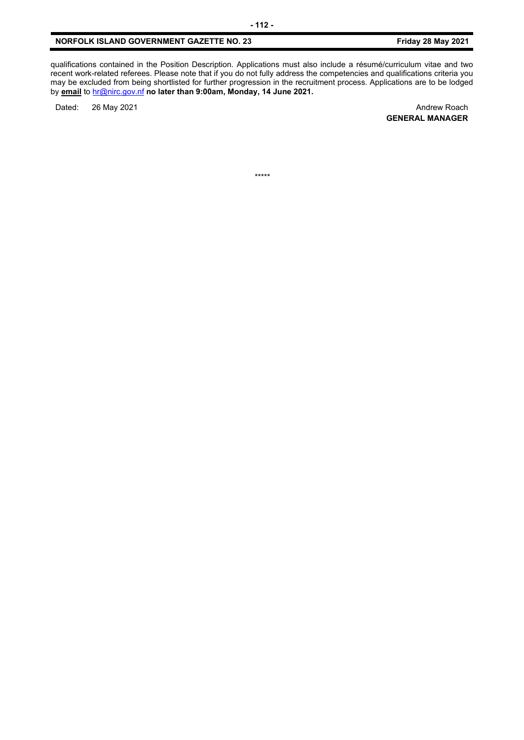qualifications contained in the Position Description. Applications must also include a résumé/curriculum vitae and two recent work-related referees. Please note that if you do not fully address the competencies and qualifications criteria you may be excluded from being shortlisted for further progression in the recruitment process. Applications are to be lodged by **email** to hr@nirc.gov.nf **no later than 9:00am, Monday, 14 June 2021.**

Dated: 26 May 2021

Andrew Roach
**GENERAL MANAGER**

*****